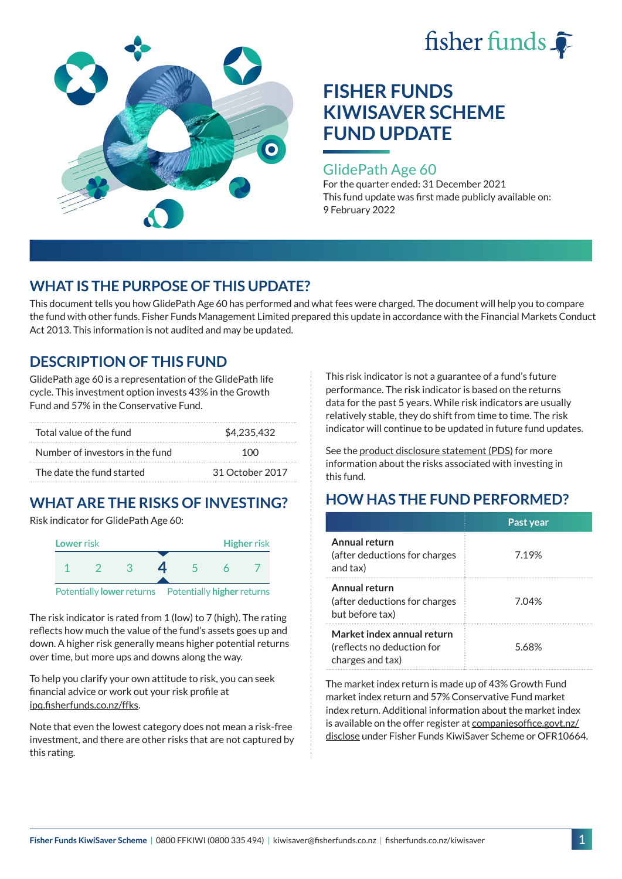# FISHER FUNDS KIWISAVER SCHEME FUND UPDATE

## GlidePath Age 60

For the quarter ended: 31 December 2021

This fund update was first made publicly available on: 9 February 2022

## WHAT IS THE PURPOSE OF THIS UPDATE?

This document tells you how GlidePath Age 60 has performed and what fees were charged. The document will help you to compare the fund with other funds. Fisher Funds Management Limited prepared this update in accordance with the Financial Markets Conduct Act 2013. This information is not audited and may be updated.

## DESCRIPTION OF THIS FUND

GlidePath age 60 is a representation of the GlidePath life cycle. This investment option invests 43% in the Growth Fund and 57% in the Conservative Fund.

| | |
|---|---|
| Total value of the fund | $4,235,432 |
| Number of investors in the fund | 100 |
| The date the fund started | 31 October 2017 |

## WHAT ARE THE RISKS OF INVESTING?

Risk indicator for GlidePath Age 60:

| Lower risk | | | | | | Higher risk |
|---|---|---|---|---|---|---|
| 1 | 2 | 3 | **4** | 5 | 6 | 7 |
| Potentially **lower** returns | | | | | | Potentially **higher** returns |

The risk indicator is rated from 1 (low) to 7 (high). The rating reflects how much the value of the fund's assets goes up and down. A higher risk generally means higher potential returns over time, but more ups and downs along the way.

To help you clarify your own attitude to risk, you can seek financial advice or work out your risk profile at ipq.fisherfunds.co.nz/ffks.

Note that even the lowest category does not mean a risk-free investment, and there are other risks that are not captured by this rating.

This risk indicator is not a guarantee of a fund's future performance. The risk indicator is based on the returns data for the past 5 years. While risk indicators are usually relatively stable, they do shift from time to time. The risk indicator will continue to be updated in future fund updates.

See the product disclosure statement (PDS) for more information about the risks associated with investing in this fund.

## HOW HAS THE FUND PERFORMED?

| | Past year |
|---|---|
| **Annual return** (after deductions for charges and tax) | 7.19% |
| **Annual return** (after deductions for charges but before tax) | 7.04% |
| **Market index annual return** (reflects no deduction for charges and tax) | 5.68% |

The market index return is made up of 43% Growth Fund market index return and 57% Conservative Fund market index return. Additional information about the market index is available on the offer register at companiesoffice.govt.nz/disclose under Fisher Funds KiwiSaver Scheme or OFR10664.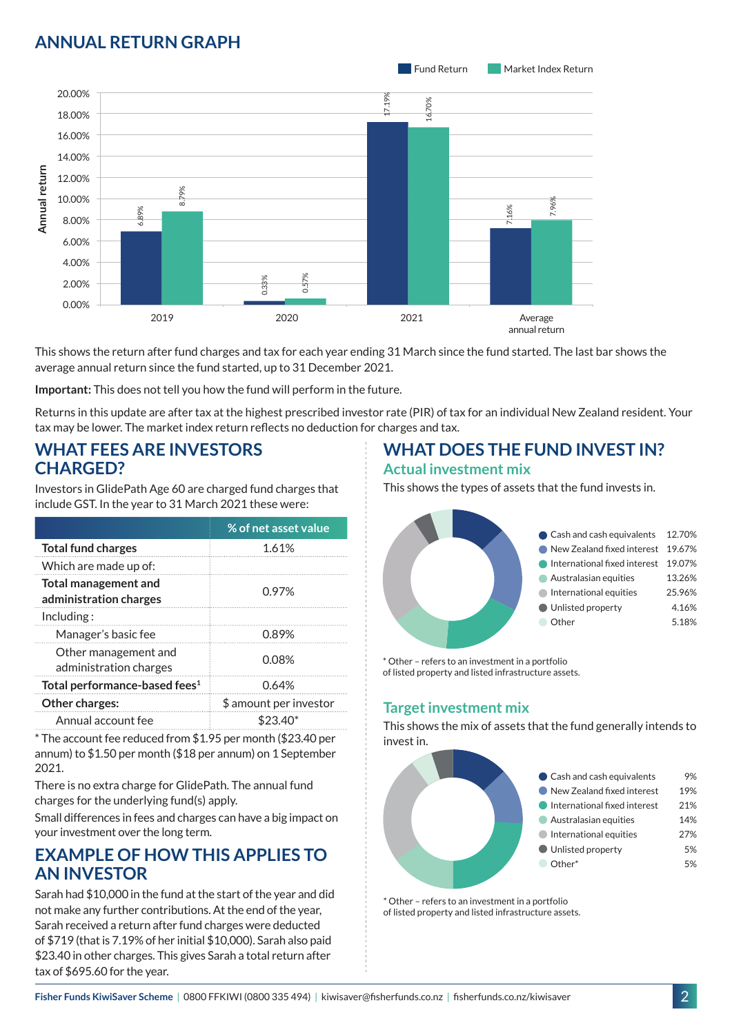## ANNUAL RETURN GRAPH

| | Fund Return | Market Index Return |
|---|---|---|
| 2019 | 6.89% | 8.79% |
| 2020 | 0.33% | 0.57% |
| 2021 | 17.19% | 16.70% |
| Average annual return | 7.16% | 7.96% |

This shows the return after fund charges and tax for each year ending 31 March since the fund started. The last bar shows the average annual return since the fund started, up to 31 December 2021.

**Important:** This does not tell you how the fund will perform in the future.

Returns in this update are after tax at the highest prescribed investor rate (PIR) of tax for an individual New Zealand resident. Your tax may be lower. The market index return reflects no deduction for charges and tax.

## WHAT FEES ARE INVESTORS CHARGED?

Investors in GlidePath Age 60 are charged fund charges that include GST. In the year to 31 March 2021 these were:

| | % of net asset value |
|---|---|
| **Total fund charges** | 1.61% |
| Which are made up of: | |
| **Total management and administration charges** | 0.97% |
| Including: | |
| Manager's basic fee | 0.89% |
| Other management and administration charges | 0.08% |
| **Total performance-based fees**[1] | 0.64% |
| **Other charges:** | $ amount per investor |
| Annual account fee | $23.40* |

* The account fee reduced from $1.95 per month ($23.40 per annum) to $1.50 per month ($18 per annum) on 1 September 2021.

There is no extra charge for GlidePath. The annual fund charges for the underlying fund(s) apply.

Small differences in fees and charges can have a big impact on your investment over the long term.

## EXAMPLE OF HOW THIS APPLIES TO AN INVESTOR

Sarah had $10,000 in the fund at the start of the year and did not make any further contributions. At the end of the year, Sarah received a return after fund charges were deducted of $719 (that is 7.19% of her initial $10,000). Sarah also paid $23.40 in other charges. This gives Sarah a total return after tax of $695.60 for the year.

## WHAT DOES THE FUND INVEST IN?

### Actual investment mix

This shows the types of assets that the fund invests in.

| Asset | % |
|---|---|
| Cash and cash equivalents | 12.70% |
| New Zealand fixed interest | 19.67% |
| International fixed interest | 19.07% |
| Australasian equities | 13.26% |
| International equities | 25.96% |
| Unlisted property | 4.16% |
| Other | 5.18% |

* Other – refers to an investment in a portfolio of listed property and listed infrastructure assets.

### Target investment mix

This shows the mix of assets that the fund generally intends to invest in.

| Asset | % |
|---|---|
| Cash and cash equivalents | 9% |
| New Zealand fixed interest | 19% |
| International fixed interest | 21% |
| Australasian equities | 14% |
| International equities | 27% |
| Unlisted property | 5% |
| Other* | 5% |

* Other – refers to an investment in a portfolio of listed property and listed infrastructure assets.

**Fisher Funds KiwiSaver Scheme** | 0800 FFKIWI (0800 335 494) | kiwisaver@fisherfunds.co.nz | fisherfunds.co.nz/kiwisaver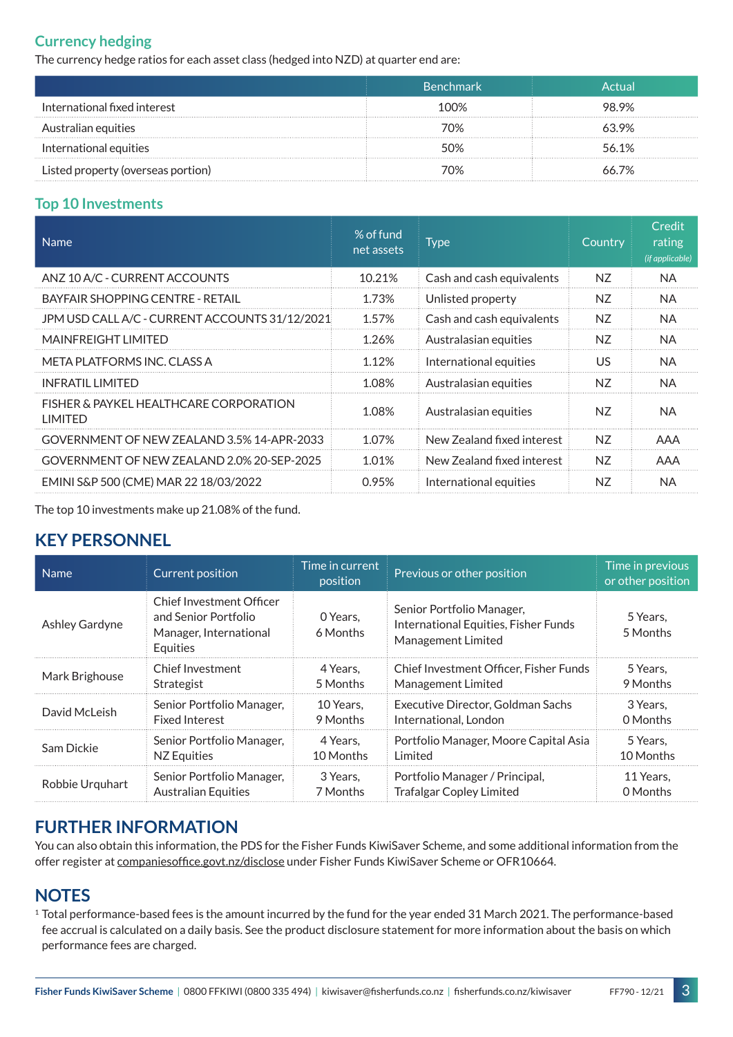## Currency hedging

The currency hedge ratios for each asset class (hedged into NZD) at quarter end are:

| | Benchmark | Actual |
|---|---|---|
| International fixed interest | 100% | 98.9% |
| Australian equities | 70% | 63.9% |
| International equities | 50% | 56.1% |
| Listed property (overseas portion) | 70% | 66.7% |

## Top 10 Investments

| Name | % of fund net assets | Type | Country | Credit rating *(if applicable)* |
|---|---|---|---|---|
| ANZ 10 A/C - CURRENT ACCOUNTS | 10.21% | Cash and cash equivalents | NZ | NA |
| BAYFAIR SHOPPING CENTRE - RETAIL | 1.73% | Unlisted property | NZ | NA |
| JPM USD CALL A/C - CURRENT ACCOUNTS 31/12/2021 | 1.57% | Cash and cash equivalents | NZ | NA |
| MAINFREIGHT LIMITED | 1.26% | Australasian equities | NZ | NA |
| META PLATFORMS INC. CLASS A | 1.12% | International equities | US | NA |
| INFRATIL LIMITED | 1.08% | Australasian equities | NZ | NA |
| FISHER & PAYKEL HEALTHCARE CORPORATION LIMITED | 1.08% | Australasian equities | NZ | NA |
| GOVERNMENT OF NEW ZEALAND 3.5% 14-APR-2033 | 1.07% | New Zealand fixed interest | NZ | AAA |
| GOVERNMENT OF NEW ZEALAND 2.0% 20-SEP-2025 | 1.01% | New Zealand fixed interest | NZ | AAA |
| EMINI S&P 500 (CME) MAR 22 18/03/2022 | 0.95% | International equities | NZ | NA |

The top 10 investments make up 21.08% of the fund.

## KEY PERSONNEL

| Name | Current position | Time in current position | Previous or other position | Time in previous or other position |
|---|---|---|---|---|
| Ashley Gardyne | Chief Investment Officer and Senior Portfolio Manager, International Equities | 0 Years, 6 Months | Senior Portfolio Manager, International Equities, Fisher Funds Management Limited | 5 Years, 5 Months |
| Mark Brighouse | Chief Investment Strategist | 4 Years, 5 Months | Chief Investment Officer, Fisher Funds Management Limited | 5 Years, 9 Months |
| David McLeish | Senior Portfolio Manager, Fixed Interest | 10 Years, 9 Months | Executive Director, Goldman Sachs International, London | 3 Years, 0 Months |
| Sam Dickie | Senior Portfolio Manager, NZ Equities | 4 Years, 10 Months | Portfolio Manager, Moore Capital Asia Limited | 5 Years, 10 Months |
| Robbie Urquhart | Senior Portfolio Manager, Australian Equities | 3 Years, 7 Months | Portfolio Manager / Principal, Trafalgar Copley Limited | 11 Years, 0 Months |

## FURTHER INFORMATION

You can also obtain this information, the PDS for the Fisher Funds KiwiSaver Scheme, and some additional information from the offer register at companiesoffice.govt.nz/disclose under Fisher Funds KiwiSaver Scheme or OFR10664.

## NOTES

[1] Total performance-based fees is the amount incurred by the fund for the year ended 31 March 2021. The performance-based fee accrual is calculated on a daily basis. See the product disclosure statement for more information about the basis on which performance fees are charged.